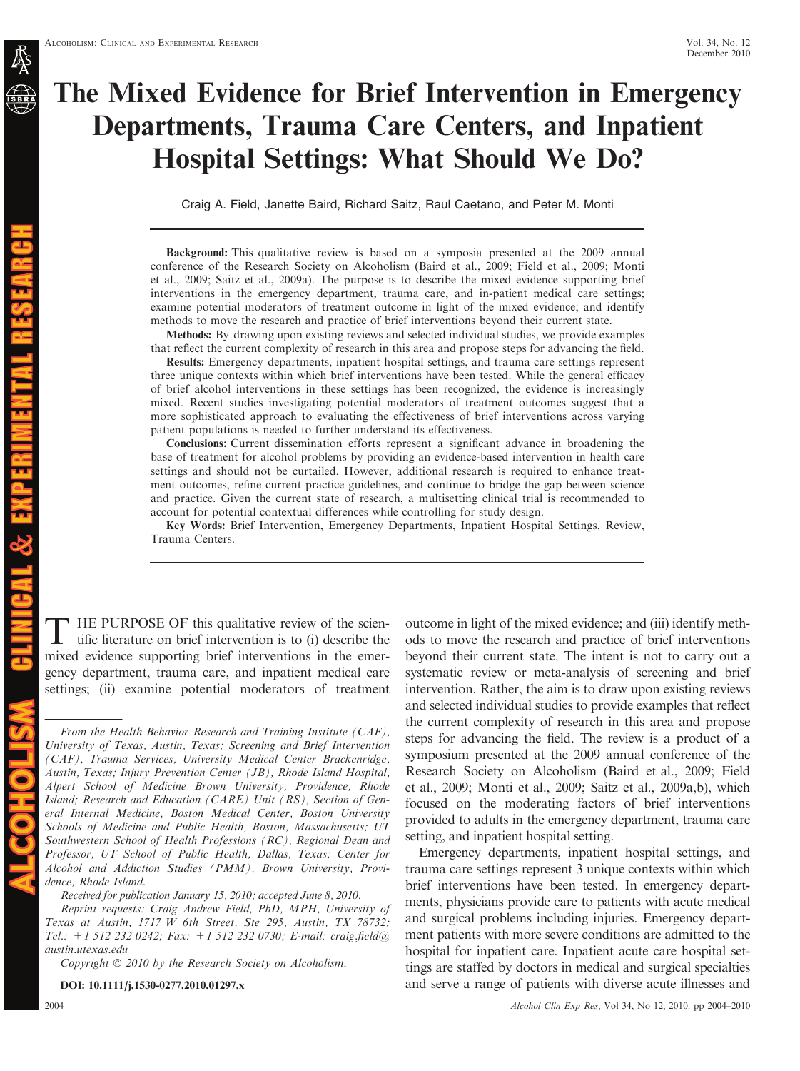# The Mixed Evidence for Brief Intervention in Emergency Departments, Trauma Care Centers, and Inpatient Hospital Settings: What Should We Do?

Craig A. Field, Janette Baird, Richard Saitz, Raul Caetano, and Peter M. Monti

**Background:** This qualitative review is based on a symposia presented at the 2009 annual conference of the Research Society on Alcoholism (Baird et al., 2009; Field et al., 2009; Monti et al., 2009; Saitz et al., 2009a). The purpose is to describe the mixed evidence supporting brief interventions in the emergency department, trauma care, and in-patient medical care settings; examine potential moderators of treatment outcome in light of the mixed evidence; and identify methods to move the research and practice of brief interventions beyond their current state.

**Methods:** By drawing upon existing reviews and selected individual studies, we provide examples that reflect the current complexity of research in this area and propose steps for advancing the field.

**Results:** Emergency departments, inpatient hospital settings, and trauma care settings represent three unique contexts within which brief interventions have been tested. While the general efficacy of brief alcohol interventions in these settings has been recognized, the evidence is increasingly mixed. Recent studies investigating potential moderators of treatment outcomes suggest that a more sophisticated approach to evaluating the effectiveness of brief interventions across varying patient populations is needed to further understand its effectiveness.

**Conclusions:** Current dissemination efforts represent a significant advance in broadening the base of treatment for alcohol problems by providing an evidence-based intervention in health care settings and should not be curtailed. However, additional research is required to enhance treatment outcomes, refine current practice guidelines, and continue to bridge the gap between science and practice. Given the current state of research, a multisetting clinical trial is recommended to account for potential contextual differences while controlling for study design.

**Key Words:** Brief Intervention, Emergency Departments, Inpatient Hospital Settings, Review, Trauma Centers.

THE PURPOSE OF this qualitative review of the scientific literature on brief intervention is to (i) describe the mixed evidence supporting brief interventions in the emergency department, trauma care, and inpatient medical care settings; (ii) examine potential moderators of treatment outcome in light of the mixed evidence; and (iii) identify methods to move the research and practice of brief interventions beyond their current state. The intent is not to carry out a systematic review or meta-analysis of screening and brief intervention. Rather, the aim is to draw upon existing reviews and selected individual studies to provide examples that reflect the current complexity of research in this area and propose steps for advancing the field. The review is a product of a symposium presented at the 2009 annual conference of the Research Society on Alcoholism (Baird et al., 2009; Field et al., 2009; Monti et al., 2009; Saitz et al., 2009a,b), which focused on the moderating factors of brief interventions provided to adults in the emergency department, trauma care setting, and inpatient hospital setting.

Emergency departments, inpatient hospital settings, and trauma care settings represent 3 unique contexts within which brief interventions have been tested. In emergency departments, physicians provide care to patients with acute medical and surgical problems including injuries. Emergency department patients with more severe conditions are admitted to the hospital for inpatient care. Inpatient acute care hospital settings are staffed by doctors in medical and surgical specialties and serve a range of patients with diverse acute illnesses and

---

*From the Health Behavior Research and Training Institute (CAF), University of Texas, Austin, Texas; Screening and Brief Intervention (CAF), Trauma Services, University Medical Center Brackenridge, Austin, Texas; Injury Prevention Center (JB), Rhode Island Hospital, Alpert School of Medicine Brown University, Providence, Rhode Island; Research and Education (CARE) Unit (RS), Section of General Internal Medicine, Boston Medical Center, Boston University Schools of Medicine and Public Health, Boston, Massachusetts; UT Southwestern School of Health Professions (RC), Regional Dean and Professor, UT School of Public Health, Dallas, Texas; Center for Alcohol and Addiction Studies (PMM), Brown University, Providence, Rhode Island.*

*Received for publication January 15, 2010; accepted June 8, 2010.*

*Reprint requests: Craig Andrew Field, PhD, MPH, University of Texas at Austin, 1717 W 6th Street, Ste 295, Austin, TX 78732; Tel.: +1 512 232 0242; Fax: +1 512 232 0730; E-mail: craig.field@austin.utexas.edu*

*Copyright © 2010 by the Research Society on Alcoholism.*

**DOI: 10.1111/j.1530-0277.2010.01297.x**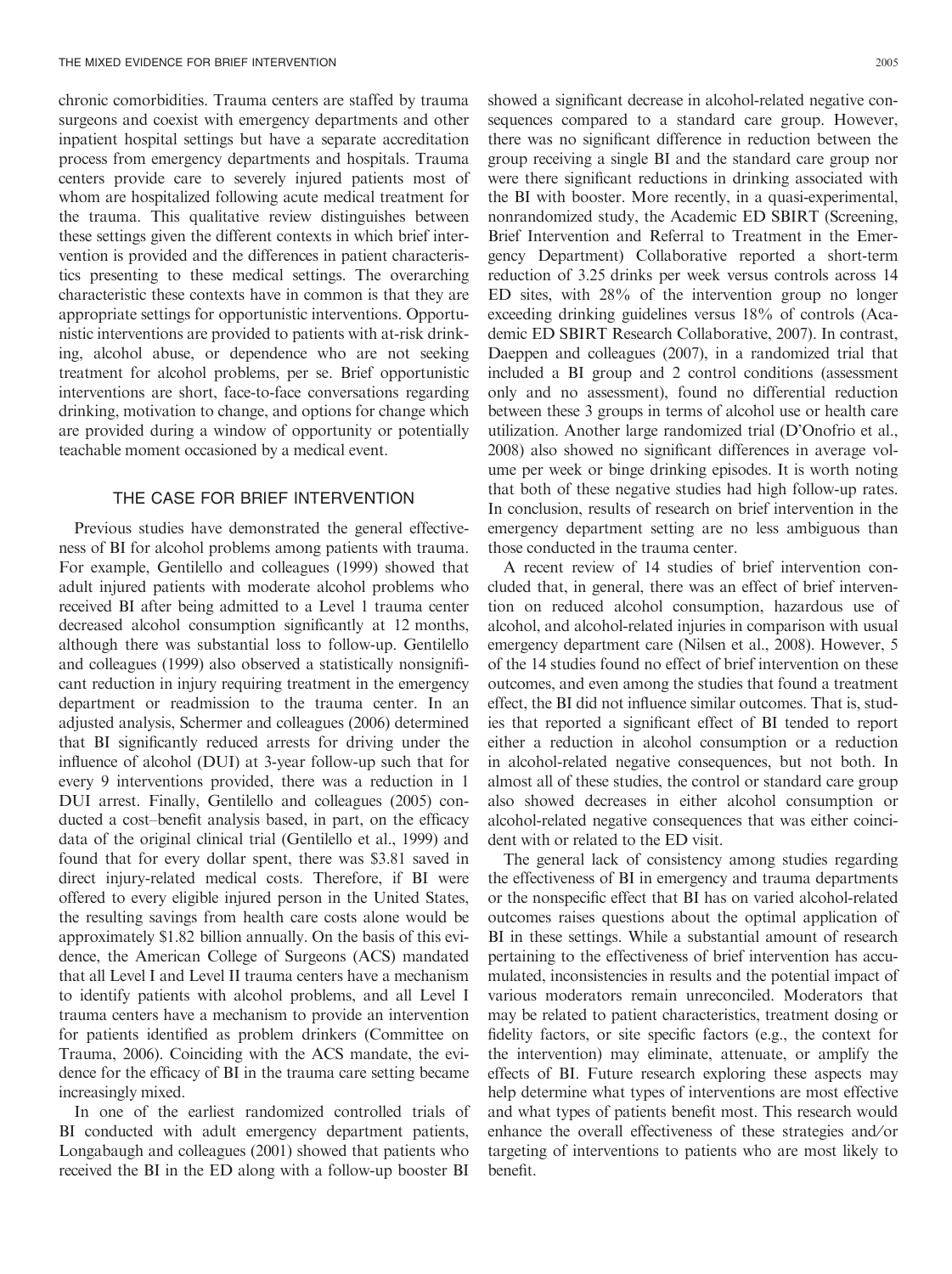chronic comorbidities. Trauma centers are staffed by trauma surgeons and coexist with emergency departments and other inpatient hospital settings but have a separate accreditation process from emergency departments and hospitals. Trauma centers provide care to severely injured patients most of whom are hospitalized following acute medical treatment for the trauma. This qualitative review distinguishes between these settings given the different contexts in which brief intervention is provided and the differences in patient characteristics presenting to these medical settings. The overarching characteristic these contexts have in common is that they are appropriate settings for opportunistic interventions. Opportunistic interventions are provided to patients with at-risk drinking, alcohol abuse, or dependence who are not seeking treatment for alcohol problems, per se. Brief opportunistic interventions are short, face-to-face conversations regarding drinking, motivation to change, and options for change which are provided during a window of opportunity or potentially teachable moment occasioned by a medical event.

## THE CASE FOR BRIEF INTERVENTION

Previous studies have demonstrated the general effectiveness of BI for alcohol problems among patients with trauma. For example, Gentilello and colleagues (1999) showed that adult injured patients with moderate alcohol problems who received BI after being admitted to a Level 1 trauma center decreased alcohol consumption significantly at 12 months, although there was substantial loss to follow-up. Gentilello and colleagues (1999) also observed a statistically nonsignificant reduction in injury requiring treatment in the emergency department or readmission to the trauma center. In an adjusted analysis, Schermer and colleagues (2006) determined that BI significantly reduced arrests for driving under the influence of alcohol (DUI) at 3-year follow-up such that for every 9 interventions provided, there was a reduction in 1 DUI arrest. Finally, Gentilello and colleagues (2005) conducted a cost–benefit analysis based, in part, on the efficacy data of the original clinical trial (Gentilello et al., 1999) and found that for every dollar spent, there was \$3.81 saved in direct injury-related medical costs. Therefore, if BI were offered to every eligible injured person in the United States, the resulting savings from health care costs alone would be approximately \$1.82 billion annually. On the basis of this evidence, the American College of Surgeons (ACS) mandated that all Level I and Level II trauma centers have a mechanism to identify patients with alcohol problems, and all Level I trauma centers have a mechanism to provide an intervention for patients identified as problem drinkers (Committee on Trauma, 2006). Coinciding with the ACS mandate, the evidence for the efficacy of BI in the trauma care setting became increasingly mixed.

In one of the earliest randomized controlled trials of BI conducted with adult emergency department patients, Longabaugh and colleagues (2001) showed that patients who received the BI in the ED along with a follow-up booster BI showed a significant decrease in alcohol-related negative consequences compared to a standard care group. However, there was no significant difference in reduction between the group receiving a single BI and the standard care group nor were there significant reductions in drinking associated with the BI with booster. More recently, in a quasi-experimental, nonrandomized study, the Academic ED SBIRT (Screening, Brief Intervention and Referral to Treatment in the Emergency Department) Collaborative reported a short-term reduction of 3.25 drinks per week versus controls across 14 ED sites, with 28% of the intervention group no longer exceeding drinking guidelines versus 18% of controls (Academic ED SBIRT Research Collaborative, 2007). In contrast, Daeppen and colleagues (2007), in a randomized trial that included a BI group and 2 control conditions (assessment only and no assessment), found no differential reduction between these 3 groups in terms of alcohol use or health care utilization. Another large randomized trial (D'Onofrio et al., 2008) also showed no significant differences in average volume per week or binge drinking episodes. It is worth noting that both of these negative studies had high follow-up rates. In conclusion, results of research on brief intervention in the emergency department setting are no less ambiguous than those conducted in the trauma center.

A recent review of 14 studies of brief intervention concluded that, in general, there was an effect of brief intervention on reduced alcohol consumption, hazardous use of alcohol, and alcohol-related injuries in comparison with usual emergency department care (Nilsen et al., 2008). However, 5 of the 14 studies found no effect of brief intervention on these outcomes, and even among the studies that found a treatment effect, the BI did not influence similar outcomes. That is, studies that reported a significant effect of BI tended to report either a reduction in alcohol consumption or a reduction in alcohol-related negative consequences, but not both. In almost all of these studies, the control or standard care group also showed decreases in either alcohol consumption or alcohol-related negative consequences that was either coincident with or related to the ED visit.

The general lack of consistency among studies regarding the effectiveness of BI in emergency and trauma departments or the nonspecific effect that BI has on varied alcohol-related outcomes raises questions about the optimal application of BI in these settings. While a substantial amount of research pertaining to the effectiveness of brief intervention has accumulated, inconsistencies in results and the potential impact of various moderators remain unreconciled. Moderators that may be related to patient characteristics, treatment dosing or fidelity factors, or site specific factors (e.g., the context for the intervention) may eliminate, attenuate, or amplify the effects of BI. Future research exploring these aspects may help determine what types of interventions are most effective and what types of patients benefit most. This research would enhance the overall effectiveness of these strategies and/or targeting of interventions to patients who are most likely to benefit.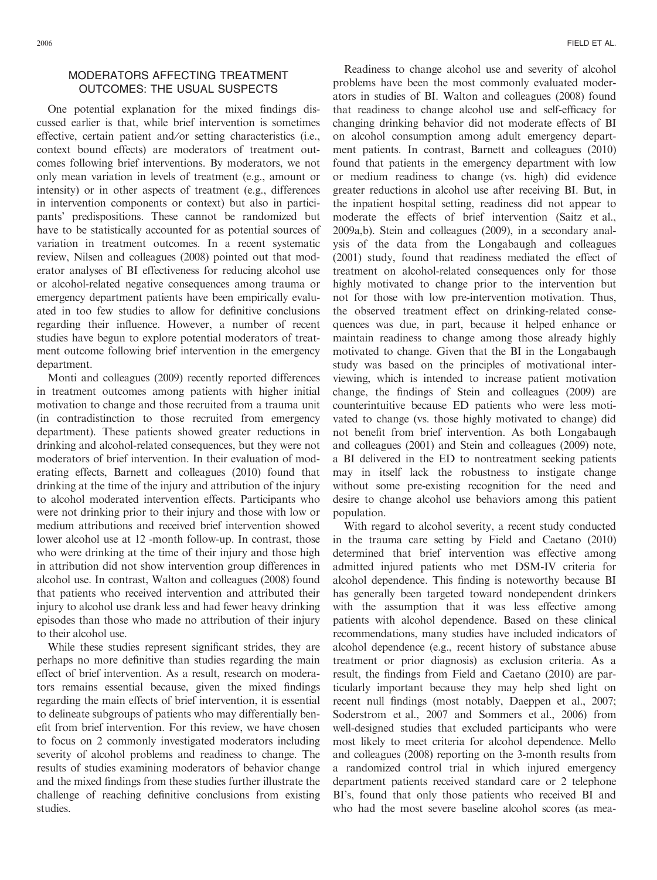## MODERATORS AFFECTING TREATMENT OUTCOMES: THE USUAL SUSPECTS

One potential explanation for the mixed findings discussed earlier is that, while brief intervention is sometimes effective, certain patient and/or setting characteristics (i.e., context bound effects) are moderators of treatment outcomes following brief interventions. By moderators, we not only mean variation in levels of treatment (e.g., amount or intensity) or in other aspects of treatment (e.g., differences in intervention components or context) but also in participants' predispositions. These cannot be randomized but have to be statistically accounted for as potential sources of variation in treatment outcomes. In a recent systematic review, Nilsen and colleagues (2008) pointed out that moderator analyses of BI effectiveness for reducing alcohol use or alcohol-related negative consequences among trauma or emergency department patients have been empirically evaluated in too few studies to allow for definitive conclusions regarding their influence. However, a number of recent studies have begun to explore potential moderators of treatment outcome following brief intervention in the emergency department.

Monti and colleagues (2009) recently reported differences in treatment outcomes among patients with higher initial motivation to change and those recruited from a trauma unit (in contradistinction to those recruited from emergency department). These patients showed greater reductions in drinking and alcohol-related consequences, but they were not moderators of brief intervention. In their evaluation of moderating effects, Barnett and colleagues (2010) found that drinking at the time of the injury and attribution of the injury to alcohol moderated intervention effects. Participants who were not drinking prior to their injury and those with low or medium attributions and received brief intervention showed lower alcohol use at 12 -month follow-up. In contrast, those who were drinking at the time of their injury and those high in attribution did not show intervention group differences in alcohol use. In contrast, Walton and colleagues (2008) found that patients who received intervention and attributed their injury to alcohol use drank less and had fewer heavy drinking episodes than those who made no attribution of their injury to their alcohol use.

While these studies represent significant strides, they are perhaps no more definitive than studies regarding the main effect of brief intervention. As a result, research on moderators remains essential because, given the mixed findings regarding the main effects of brief intervention, it is essential to delineate subgroups of patients who may differentially benefit from brief intervention. For this review, we have chosen to focus on 2 commonly investigated moderators including severity of alcohol problems and readiness to change. The results of studies examining moderators of behavior change and the mixed findings from these studies further illustrate the challenge of reaching definitive conclusions from existing studies.

Readiness to change alcohol use and severity of alcohol problems have been the most commonly evaluated moderators in studies of BI. Walton and colleagues (2008) found that readiness to change alcohol use and self-efficacy for changing drinking behavior did not moderate effects of BI on alcohol consumption among adult emergency department patients. In contrast, Barnett and colleagues (2010) found that patients in the emergency department with low or medium readiness to change (vs. high) did evidence greater reductions in alcohol use after receiving BI. But, in the inpatient hospital setting, readiness did not appear to moderate the effects of brief intervention (Saitz et al., 2009a,b). Stein and colleagues (2009), in a secondary analysis of the data from the Longabaugh and colleagues (2001) study, found that readiness mediated the effect of treatment on alcohol-related consequences only for those highly motivated to change prior to the intervention but not for those with low pre-intervention motivation. Thus, the observed treatment effect on drinking-related consequences was due, in part, because it helped enhance or maintain readiness to change among those already highly motivated to change. Given that the BI in the Longabaugh study was based on the principles of motivational interviewing, which is intended to increase patient motivation change, the findings of Stein and colleagues (2009) are counterintuitive because ED patients who were less motivated to change (vs. those highly motivated to change) did not benefit from brief intervention. As both Longabaugh and colleagues (2001) and Stein and colleagues (2009) note, a BI delivered in the ED to nontreatment seeking patients may in itself lack the robustness to instigate change without some pre-existing recognition for the need and desire to change alcohol use behaviors among this patient population.

With regard to alcohol severity, a recent study conducted in the trauma care setting by Field and Caetano (2010) determined that brief intervention was effective among admitted injured patients who met DSM-IV criteria for alcohol dependence. This finding is noteworthy because BI has generally been targeted toward nondependent drinkers with the assumption that it was less effective among patients with alcohol dependence. Based on these clinical recommendations, many studies have included indicators of alcohol dependence (e.g., recent history of substance abuse treatment or prior diagnosis) as exclusion criteria. As a result, the findings from Field and Caetano (2010) are particularly important because they may help shed light on recent null findings (most notably, Daeppen et al., 2007; Soderstrom et al., 2007 and Sommers et al., 2006) from well-designed studies that excluded participants who were most likely to meet criteria for alcohol dependence. Mello and colleagues (2008) reporting on the 3-month results from a randomized control trial in which injured emergency department patients received standard care or 2 telephone BI's, found that only those patients who received BI and who had the most severe baseline alcohol scores (as mea-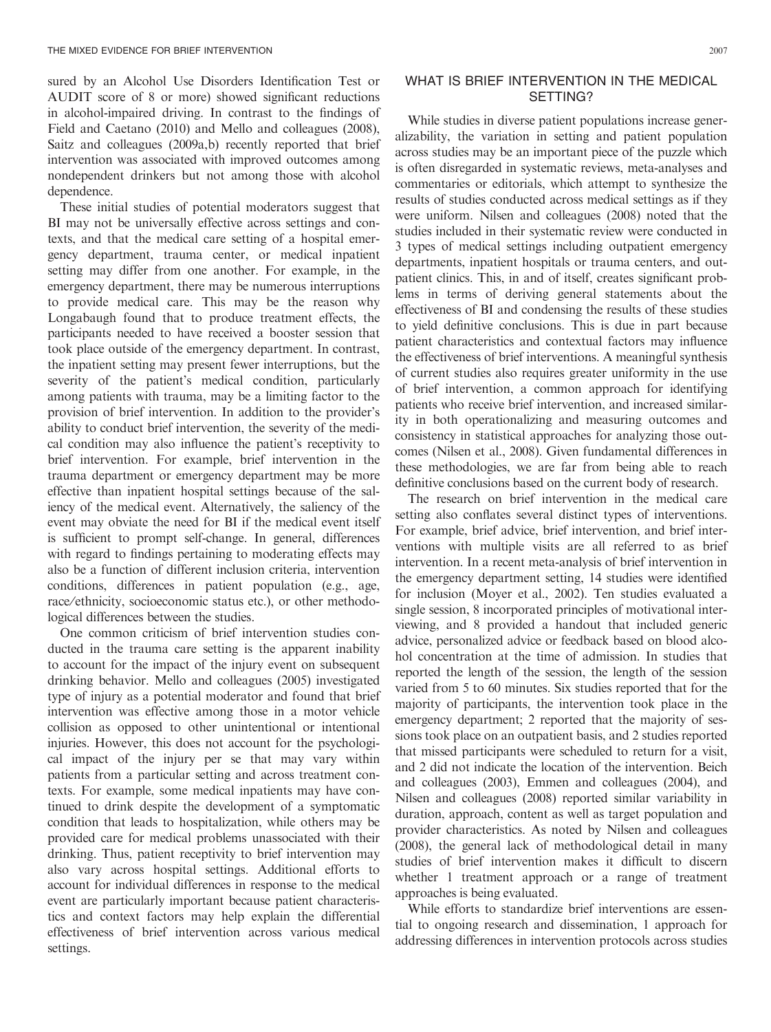sured by an Alcohol Use Disorders Identification Test or AUDIT score of 8 or more) showed significant reductions in alcohol-impaired driving. In contrast to the findings of Field and Caetano (2010) and Mello and colleagues (2008), Saitz and colleagues (2009a,b) recently reported that brief intervention was associated with improved outcomes among nondependent drinkers but not among those with alcohol dependence.

These initial studies of potential moderators suggest that BI may not be universally effective across settings and contexts, and that the medical care setting of a hospital emergency department, trauma center, or medical inpatient setting may differ from one another. For example, in the emergency department, there may be numerous interruptions to provide medical care. This may be the reason why Longabaugh found that to produce treatment effects, the participants needed to have received a booster session that took place outside of the emergency department. In contrast, the inpatient setting may present fewer interruptions, but the severity of the patient's medical condition, particularly among patients with trauma, may be a limiting factor to the provision of brief intervention. In addition to the provider's ability to conduct brief intervention, the severity of the medical condition may also influence the patient's receptivity to brief intervention. For example, brief intervention in the trauma department or emergency department may be more effective than inpatient hospital settings because of the saliency of the medical event. Alternatively, the saliency of the event may obviate the need for BI if the medical event itself is sufficient to prompt self-change. In general, differences with regard to findings pertaining to moderating effects may also be a function of different inclusion criteria, intervention conditions, differences in patient population (e.g., age, race/ethnicity, socioeconomic status etc.), or other methodological differences between the studies.

One common criticism of brief intervention studies conducted in the trauma care setting is the apparent inability to account for the impact of the injury event on subsequent drinking behavior. Mello and colleagues (2005) investigated type of injury as a potential moderator and found that brief intervention was effective among those in a motor vehicle collision as opposed to other unintentional or intentional injuries. However, this does not account for the psychological impact of the injury per se that may vary within patients from a particular setting and across treatment contexts. For example, some medical inpatients may have continued to drink despite the development of a symptomatic condition that leads to hospitalization, while others may be provided care for medical problems unassociated with their drinking. Thus, patient receptivity to brief intervention may also vary across hospital settings. Additional efforts to account for individual differences in response to the medical event are particularly important because patient characteristics and context factors may help explain the differential effectiveness of brief intervention across various medical settings.

## WHAT IS BRIEF INTERVENTION IN THE MEDICAL SETTING?

While studies in diverse patient populations increase generalizability, the variation in setting and patient population across studies may be an important piece of the puzzle which is often disregarded in systematic reviews, meta-analyses and commentaries or editorials, which attempt to synthesize the results of studies conducted across medical settings as if they were uniform. Nilsen and colleagues (2008) noted that the studies included in their systematic review were conducted in 3 types of medical settings including outpatient emergency departments, inpatient hospitals or trauma centers, and outpatient clinics. This, in and of itself, creates significant problems in terms of deriving general statements about the effectiveness of BI and condensing the results of these studies to yield definitive conclusions. This is due in part because patient characteristics and contextual factors may influence the effectiveness of brief interventions. A meaningful synthesis of current studies also requires greater uniformity in the use of brief intervention, a common approach for identifying patients who receive brief intervention, and increased similarity in both operationalizing and measuring outcomes and consistency in statistical approaches for analyzing those outcomes (Nilsen et al., 2008). Given fundamental differences in these methodologies, we are far from being able to reach definitive conclusions based on the current body of research.

The research on brief intervention in the medical care setting also conflates several distinct types of interventions. For example, brief advice, brief intervention, and brief interventions with multiple visits are all referred to as brief intervention. In a recent meta-analysis of brief intervention in the emergency department setting, 14 studies were identified for inclusion (Moyer et al., 2002). Ten studies evaluated a single session, 8 incorporated principles of motivational interviewing, and 8 provided a handout that included generic advice, personalized advice or feedback based on blood alcohol concentration at the time of admission. In studies that reported the length of the session, the length of the session varied from 5 to 60 minutes. Six studies reported that for the majority of participants, the intervention took place in the emergency department; 2 reported that the majority of sessions took place on an outpatient basis, and 2 studies reported that missed participants were scheduled to return for a visit, and 2 did not indicate the location of the intervention. Beich and colleagues (2003), Emmen and colleagues (2004), and Nilsen and colleagues (2008) reported similar variability in duration, approach, content as well as target population and provider characteristics. As noted by Nilsen and colleagues (2008), the general lack of methodological detail in many studies of brief intervention makes it difficult to discern whether 1 treatment approach or a range of treatment approaches is being evaluated.

While efforts to standardize brief interventions are essential to ongoing research and dissemination, 1 approach for addressing differences in intervention protocols across studies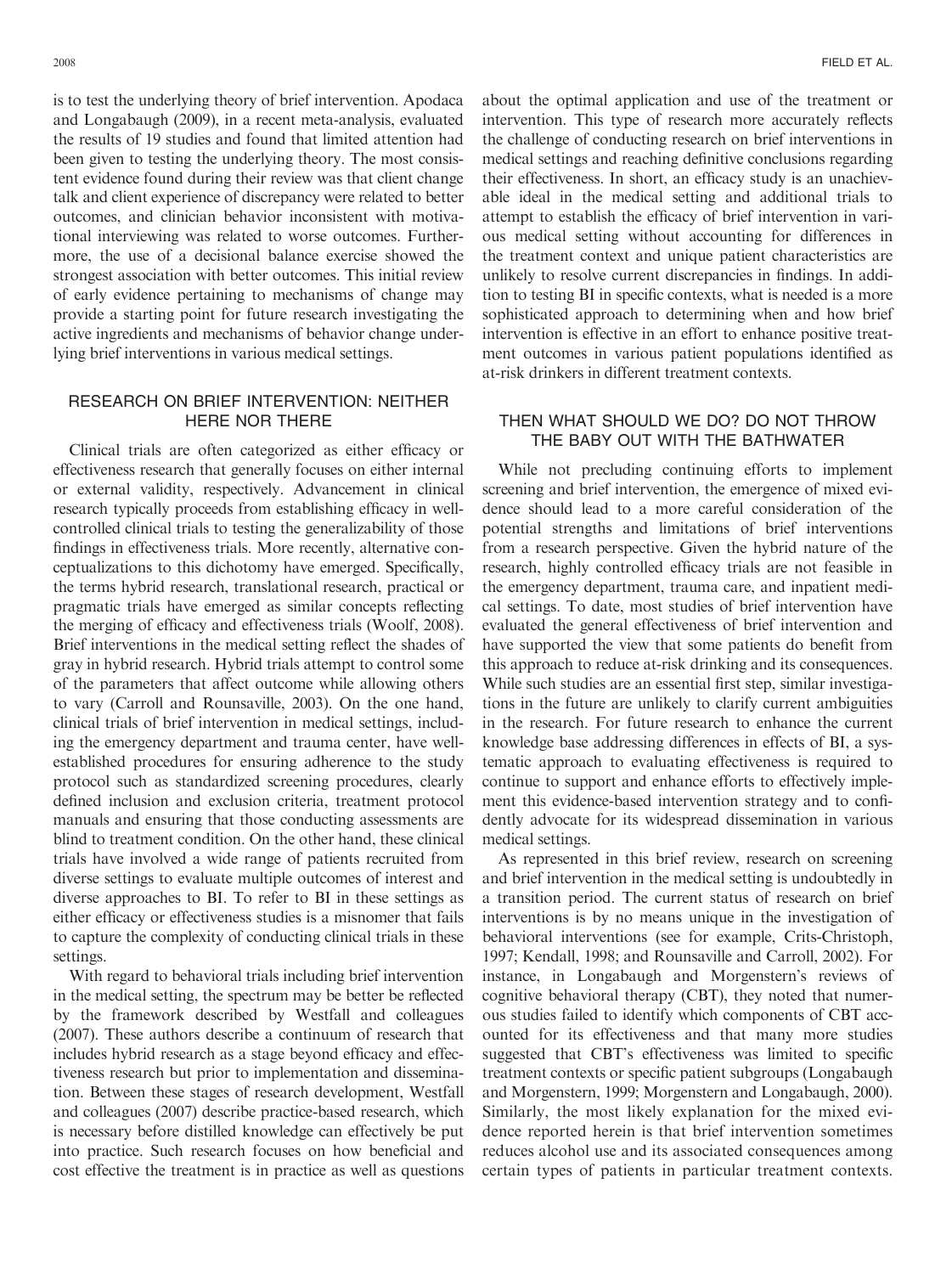is to test the underlying theory of brief intervention. Apodaca and Longabaugh (2009), in a recent meta-analysis, evaluated the results of 19 studies and found that limited attention had been given to testing the underlying theory. The most consistent evidence found during their review was that client change talk and client experience of discrepancy were related to better outcomes, and clinician behavior inconsistent with motivational interviewing was related to worse outcomes. Furthermore, the use of a decisional balance exercise showed the strongest association with better outcomes. This initial review of early evidence pertaining to mechanisms of change may provide a starting point for future research investigating the active ingredients and mechanisms of behavior change underlying brief interventions in various medical settings.

## RESEARCH ON BRIEF INTERVENTION: NEITHER HERE NOR THERE

Clinical trials are often categorized as either efficacy or effectiveness research that generally focuses on either internal or external validity, respectively. Advancement in clinical research typically proceeds from establishing efficacy in well-controlled clinical trials to testing the generalizability of those findings in effectiveness trials. More recently, alternative conceptualizations to this dichotomy have emerged. Specifically, the terms hybrid research, translational research, practical or pragmatic trials have emerged as similar concepts reflecting the merging of efficacy and effectiveness trials (Woolf, 2008). Brief interventions in the medical setting reflect the shades of gray in hybrid research. Hybrid trials attempt to control some of the parameters that affect outcome while allowing others to vary (Carroll and Rounsaville, 2003). On the one hand, clinical trials of brief intervention in medical settings, including the emergency department and trauma center, have well-established procedures for ensuring adherence to the study protocol such as standardized screening procedures, clearly defined inclusion and exclusion criteria, treatment protocol manuals and ensuring that those conducting assessments are blind to treatment condition. On the other hand, these clinical trials have involved a wide range of patients recruited from diverse settings to evaluate multiple outcomes of interest and diverse approaches to BI. To refer to BI in these settings as either efficacy or effectiveness studies is a misnomer that fails to capture the complexity of conducting clinical trials in these settings.

With regard to behavioral trials including brief intervention in the medical setting, the spectrum may be better be reflected by the framework described by Westfall and colleagues (2007). These authors describe a continuum of research that includes hybrid research as a stage beyond efficacy and effectiveness research but prior to implementation and dissemination. Between these stages of research development, Westfall and colleagues (2007) describe practice-based research, which is necessary before distilled knowledge can effectively be put into practice. Such research focuses on how beneficial and cost effective the treatment is in practice as well as questions about the optimal application and use of the treatment or intervention. This type of research more accurately reflects the challenge of conducting research on brief interventions in medical settings and reaching definitive conclusions regarding their effectiveness. In short, an efficacy study is an unachievable ideal in the medical setting and additional trials to attempt to establish the efficacy of brief intervention in various medical setting without accounting for differences in the treatment context and unique patient characteristics are unlikely to resolve current discrepancies in findings. In addition to testing BI in specific contexts, what is needed is a more sophisticated approach to determining when and how brief intervention is effective in an effort to enhance positive treatment outcomes in various patient populations identified as at-risk drinkers in different treatment contexts.

## THEN WHAT SHOULD WE DO? DO NOT THROW THE BABY OUT WITH THE BATHWATER

While not precluding continuing efforts to implement screening and brief intervention, the emergence of mixed evidence should lead to a more careful consideration of the potential strengths and limitations of brief interventions from a research perspective. Given the hybrid nature of the research, highly controlled efficacy trials are not feasible in the emergency department, trauma care, and inpatient medical settings. To date, most studies of brief intervention have evaluated the general effectiveness of brief intervention and have supported the view that some patients do benefit from this approach to reduce at-risk drinking and its consequences. While such studies are an essential first step, similar investigations in the future are unlikely to clarify current ambiguities in the research. For future research to enhance the current knowledge base addressing differences in effects of BI, a systematic approach to evaluating effectiveness is required to continue to support and enhance efforts to effectively implement this evidence-based intervention strategy and to confidently advocate for its widespread dissemination in various medical settings.

As represented in this brief review, research on screening and brief intervention in the medical setting is undoubtedly in a transition period. The current status of research on brief interventions is by no means unique in the investigation of behavioral interventions (see for example, Crits-Christoph, 1997; Kendall, 1998; and Rounsaville and Carroll, 2002). For instance, in Longabaugh and Morgenstern's reviews of cognitive behavioral therapy (CBT), they noted that numerous studies failed to identify which components of CBT accounted for its effectiveness and that many more studies suggested that CBT's effectiveness was limited to specific treatment contexts or specific patient subgroups (Longabaugh and Morgenstern, 1999; Morgenstern and Longabaugh, 2000). Similarly, the most likely explanation for the mixed evidence reported herein is that brief intervention sometimes reduces alcohol use and its associated consequences among certain types of patients in particular treatment contexts.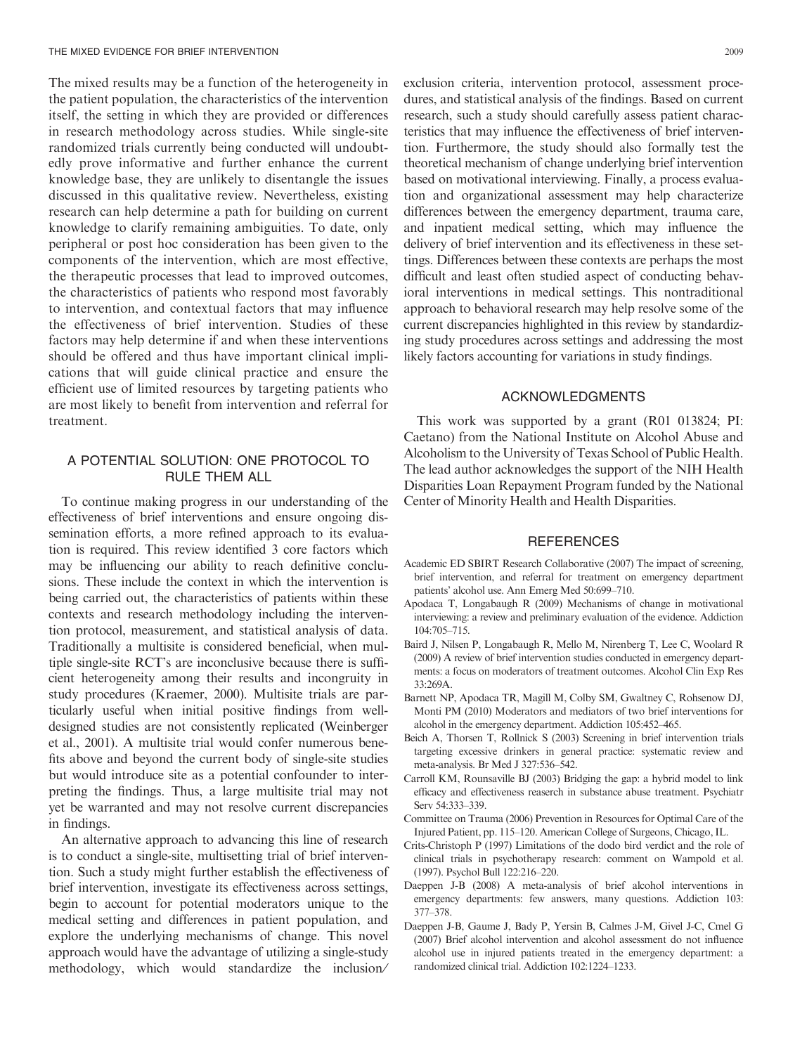The mixed results may be a function of the heterogeneity in the patient population, the characteristics of the intervention itself, the setting in which they are provided or differences in research methodology across studies. While single-site randomized trials currently being conducted will undoubtedly prove informative and further enhance the current knowledge base, they are unlikely to disentangle the issues discussed in this qualitative review. Nevertheless, existing research can help determine a path for building on current knowledge to clarify remaining ambiguities. To date, only peripheral or post hoc consideration has been given to the components of the intervention, which are most effective, the therapeutic processes that lead to improved outcomes, the characteristics of patients who respond most favorably to intervention, and contextual factors that may influence the effectiveness of brief intervention. Studies of these factors may help determine if and when these interventions should be offered and thus have important clinical implications that will guide clinical practice and ensure the efficient use of limited resources by targeting patients who are most likely to benefit from intervention and referral for treatment.

## A POTENTIAL SOLUTION: ONE PROTOCOL TO RULE THEM ALL

To continue making progress in our understanding of the effectiveness of brief interventions and ensure ongoing dissemination efforts, a more refined approach to its evaluation is required. This review identified 3 core factors which may be influencing our ability to reach definitive conclusions. These include the context in which the intervention is being carried out, the characteristics of patients within these contexts and research methodology including the intervention protocol, measurement, and statistical analysis of data. Traditionally a multisite is considered beneficial, when multiple single-site RCT's are inconclusive because there is sufficient heterogeneity among their results and incongruity in study procedures (Kraemer, 2000). Multisite trials are particularly useful when initial positive findings from well-designed studies are not consistently replicated (Weinberger et al., 2001). A multisite trial would confer numerous benefits above and beyond the current body of single-site studies but would introduce site as a potential confounder to interpreting the findings. Thus, a large multisite trial may not yet be warranted and may not resolve current discrepancies in findings.

An alternative approach to advancing this line of research is to conduct a single-site, multisetting trial of brief intervention. Such a study might further establish the effectiveness of brief intervention, investigate its effectiveness across settings, begin to account for potential moderators unique to the medical setting and differences in patient population, and explore the underlying mechanisms of change. This novel approach would have the advantage of utilizing a single-study methodology, which would standardize the inclusion/exclusion criteria, intervention protocol, assessment procedures, and statistical analysis of the findings. Based on current research, such a study should carefully assess patient characteristics that may influence the effectiveness of brief intervention. Furthermore, the study should also formally test the theoretical mechanism of change underlying brief intervention based on motivational interviewing. Finally, a process evaluation and organizational assessment may help characterize differences between the emergency department, trauma care, and inpatient medical setting, which may influence the delivery of brief intervention and its effectiveness in these settings. Differences between these contexts are perhaps the most difficult and least often studied aspect of conducting behavioral interventions in medical settings. This nontraditional approach to behavioral research may help resolve some of the current discrepancies highlighted in this review by standardizing study procedures across settings and addressing the most likely factors accounting for variations in study findings.

## ACKNOWLEDGMENTS

This work was supported by a grant (R01 013824; PI: Caetano) from the National Institute on Alcohol Abuse and Alcoholism to the University of Texas School of Public Health. The lead author acknowledges the support of the NIH Health Disparities Loan Repayment Program funded by the National Center of Minority Health and Health Disparities.

## REFERENCES

Academic ED SBIRT Research Collaborative (2007) The impact of screening, brief intervention, and referral for treatment on emergency department patients' alcohol use. Ann Emerg Med 50:699–710.

Apodaca T, Longabaugh R (2009) Mechanisms of change in motivational interviewing: a review and preliminary evaluation of the evidence. Addiction 104:705–715.

Baird J, Nilsen P, Longabaugh R, Mello M, Nirenberg T, Lee C, Woolard R (2009) A review of brief intervention studies conducted in emergency departments: a focus on moderators of treatment outcomes. Alcohol Clin Exp Res 33:269A.

Barnett NP, Apodaca TR, Magill M, Colby SM, Gwaltney C, Rohsenow DJ, Monti PM (2010) Moderators and mediators of two brief interventions for alcohol in the emergency department. Addiction 105:452–465.

Beich A, Thorsen T, Rollnick S (2003) Screening in brief intervention trials targeting excessive drinkers in general practice: systematic review and meta-analysis. Br Med J 327:536–542.

Carroll KM, Rounsaville BJ (2003) Bridging the gap: a hybrid model to link efficacy and effectiveness reaserch in substance abuse treatment. Psychiatr Serv 54:333–339.

Committee on Trauma (2006) Prevention in Resources for Optimal Care of the Injured Patient, pp. 115–120. American College of Surgeons, Chicago, IL.

Crits-Christoph P (1997) Limitations of the dodo bird verdict and the role of clinical trials in psychotherapy research: comment on Wampold et al. (1997). Psychol Bull 122:216–220.

Daeppen J-B (2008) A meta-analysis of brief alcohol interventions in emergency departments: few answers, many questions. Addiction 103: 377–378.

Daeppen J-B, Gaume J, Bady P, Yersin B, Calmes J-M, Givel J-C, Cmel G (2007) Brief alcohol intervention and alcohol assessment do not influence alcohol use in injured patients treated in the emergency department: a randomized clinical trial. Addiction 102:1224–1233.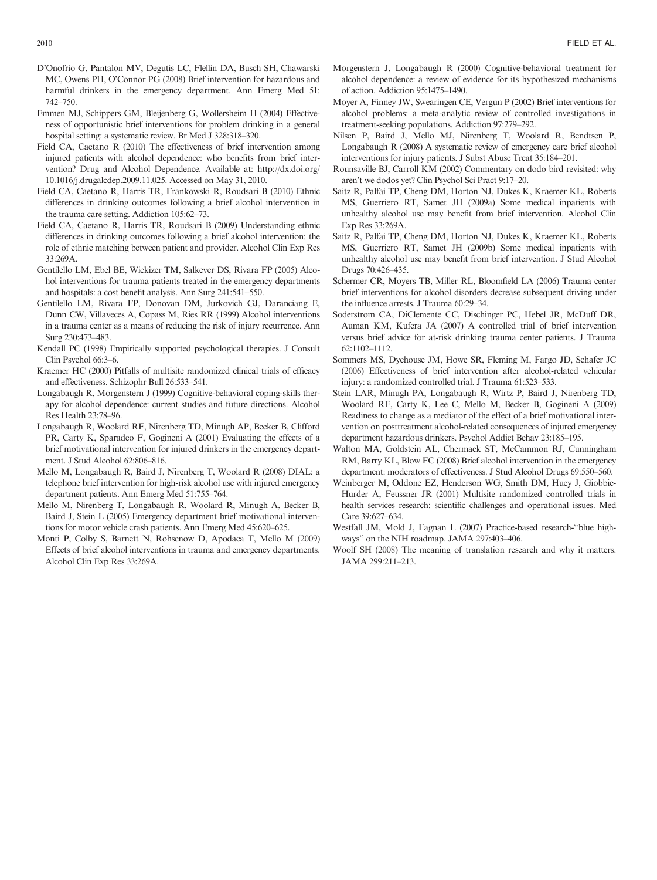D'Onofrio G, Pantalon MV, Degutis LC, Fiellin DA, Busch SH, Chawarski MC, Owens PH, O'Connor PG (2008) Brief intervention for hazardous and harmful drinkers in the emergency department. Ann Emerg Med 51: 742–750.

Emmen MJ, Schippers GM, Bleijenberg G, Wollersheim H (2004) Effectiveness of opportunistic brief interventions for problem drinking in a general hospital setting: a systematic review. Br Med J 328:318–320.

Field CA, Caetano R (2010) The effectiveness of brief intervention among injured patients with alcohol dependence: who benefits from brief intervention? Drug and Alcohol Dependence. Available at: http://dx.doi.org/10.1016/j.drugalcdep.2009.11.025. Accessed on May 31, 2010.

Field CA, Caetano R, Harris TR, Frankowski R, Roudsari B (2010) Ethnic differences in drinking outcomes following a brief alcohol intervention in the trauma care setting. Addiction 105:62–73.

Field CA, Caetano R, Harris TR, Roudsari B (2009) Understanding ethnic differences in drinking outcomes following a brief alcohol intervention: the role of ethnic matching between patient and provider. Alcohol Clin Exp Res 33:269A.

Gentilello LM, Ebel BE, Wickizer TM, Salkever DS, Rivara FP (2005) Alcohol interventions for trauma patients treated in the emergency departments and hospitals: a cost benefit analysis. Ann Surg 241:541–550.

Gentilello LM, Rivara FP, Donovan DM, Jurkovich GJ, Daranciang E, Dunn CW, Villaveces A, Copass M, Ries RR (1999) Alcohol interventions in a trauma center as a means of reducing the risk of injury recurrence. Ann Surg 230:473–483.

Kendall PC (1998) Empirically supported psychological therapies. J Consult Clin Psychol 66:3–6.

Kraemer HC (2000) Pitfalls of multisite randomized clinical trials of efficacy and effectiveness. Schizophr Bull 26:533–541.

Longabaugh R, Morgenstern J (1999) Cognitive-behavioral coping-skills therapy for alcohol dependence: current studies and future directions. Alcohol Res Health 23:78–96.

Longabaugh R, Woolard RF, Nirenberg TD, Minugh AP, Becker B, Clifford PR, Carty K, Sparadeo F, Gogineni A (2001) Evaluating the effects of a brief motivational intervention for injured drinkers in the emergency department. J Stud Alcohol 62:806–816.

Mello M, Longabaugh R, Baird J, Nirenberg T, Woolard R (2008) DIAL: a telephone brief intervention for high-risk alcohol use with injured emergency department patients. Ann Emerg Med 51:755–764.

Mello M, Nirenberg T, Longabaugh R, Woolard R, Minugh A, Becker B, Baird J, Stein L (2005) Emergency department brief motivational interventions for motor vehicle crash patients. Ann Emerg Med 45:620–625.

Monti P, Colby S, Barnett N, Rohsenow D, Apodaca T, Mello M (2009) Effects of brief alcohol interventions in trauma and emergency departments. Alcohol Clin Exp Res 33:269A.

Morgenstern J, Longabaugh R (2000) Cognitive-behavioral treatment for alcohol dependence: a review of evidence for its hypothesized mechanisms of action. Addiction 95:1475–1490.

Moyer A, Finney JW, Swearingen CE, Vergun P (2002) Brief interventions for alcohol problems: a meta-analytic review of controlled investigations in treatment-seeking populations. Addiction 97:279–292.

Nilsen P, Baird J, Mello MJ, Nirenberg T, Woolard R, Bendtsen P, Longabaugh R (2008) A systematic review of emergency care brief alcohol interventions for injury patients. J Subst Abuse Treat 35:184–201.

Rounsaville BJ, Carroll KM (2002) Commentary on dodo bird revisited: why aren't we dodos yet? Clin Psychol Sci Pract 9:17–20.

Saitz R, Palfai TP, Cheng DM, Horton NJ, Dukes K, Kraemer KL, Roberts MS, Guerriero RT, Samet JH (2009a) Some medical inpatients with unhealthy alcohol use may benefit from brief intervention. Alcohol Clin Exp Res 33:269A.

Saitz R, Palfai TP, Cheng DM, Horton NJ, Dukes K, Kraemer KL, Roberts MS, Guerriero RT, Samet JH (2009b) Some medical inpatients with unhealthy alcohol use may benefit from brief intervention. J Stud Alcohol Drugs 70:426–435.

Schermer CR, Moyers TB, Miller RL, Bloomfield LA (2006) Trauma center brief interventions for alcohol disorders decrease subsequent driving under the influence arrests. J Trauma 60:29–34.

Soderstrom CA, DiClemente CC, Dischinger PC, Hebel JR, McDuff DR, Auman KM, Kufera JA (2007) A controlled trial of brief intervention versus brief advice for at-risk drinking trauma center patients. J Trauma 62:1102–1112.

Sommers MS, Dyehouse JM, Howe SR, Fleming M, Fargo JD, Schafer JC (2006) Effectiveness of brief intervention after alcohol-related vehicular injury: a randomized controlled trial. J Trauma 61:523–533.

Stein LAR, Minugh PA, Longabaugh R, Wirtz P, Baird J, Nirenberg TD, Woolard RF, Carty K, Lee C, Mello M, Becker B, Gogineni A (2009) Readiness to change as a mediator of the effect of a brief motivational intervention on posttreatment alcohol-related consequences of injured emergency department hazardous drinkers. Psychol Addict Behav 23:185–195.

Walton MA, Goldstein AL, Chermack ST, McCammon RJ, Cunningham RM, Barry KL, Blow FC (2008) Brief alcohol intervention in the emergency department: moderators of effectiveness. J Stud Alcohol Drugs 69:550–560.

Weinberger M, Oddone EZ, Henderson WG, Smith DM, Huey J, Giobbie-Hurder A, Feussner JR (2001) Multisite randomized controlled trials in health services research: scientific challenges and operational issues. Med Care 39:627–634.

Westfall JM, Mold J, Fagnan L (2007) Practice-based research-"blue highways" on the NIH roadmap. JAMA 297:403–406.

Woolf SH (2008) The meaning of translation research and why it matters. JAMA 299:211–213.